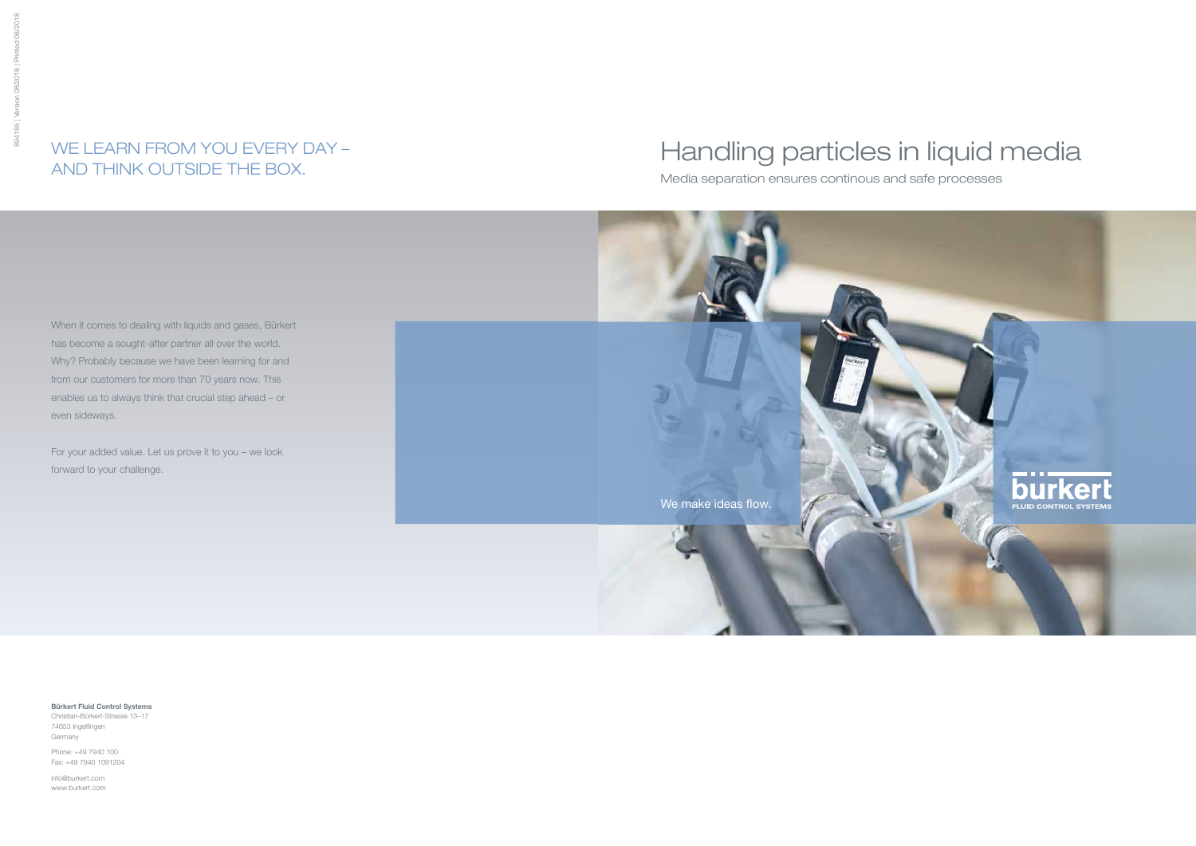# Handling particles in liquid media

Media separation ensures continous and safe processes

## WE LEARN FROM YOU EVERY DAY – AND THINK OUTSIDE THE BOX.

When it comes to dealing with liquids and gases, Bürkert has become a sought-after partner all over the world. Why? Probably because we have been learning for and from our customers for more than 70 years now. This enables us to always think that crucial step ahead – or even sideways.

For your added value. Let us prove it to you – we look forward to your challenge.

We make ideas flow.

bürkert
FLUID CONTROL SYSTEMS

**Bürkert Fluid Control Systems**
Christian-Bürkert-Strasse 13–17
74653 Ingelfingen
Germany

Phone: +49 7940 100
Fax: +49 7940 1091204

info@burkert.com
www.burkert.com

894185 | Version 08/2018 | Printed 08/2018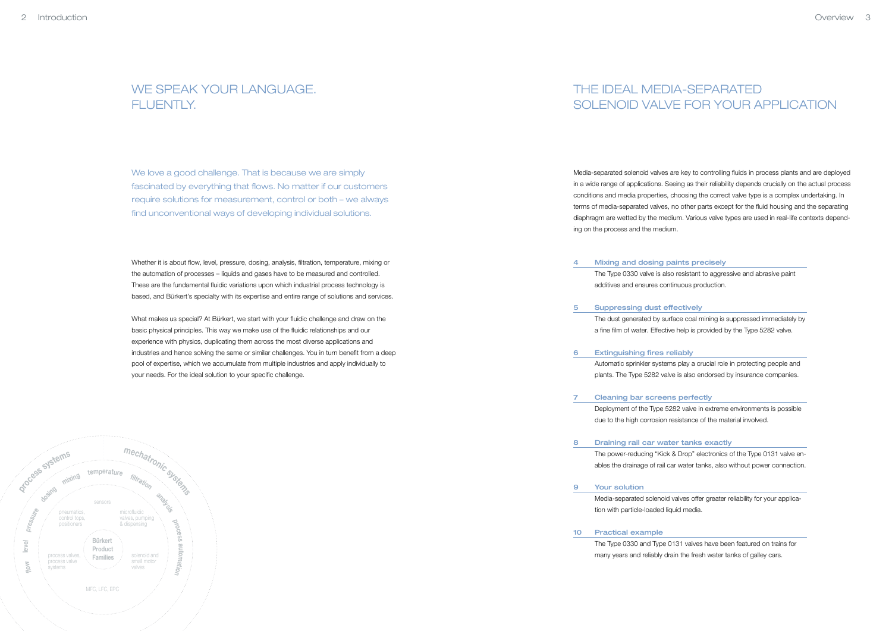# WE SPEAK YOUR LANGUAGE. FLUENTLY.

We love a good challenge. That is because we are simply fascinated by everything that flows. No matter if our customers require solutions for measurement, control or both – we always find unconventional ways of developing individual solutions.

Whether it is about flow, level, pressure, dosing, analysis, filtration, temperature, mixing or the automation of processes – liquids and gases have to be measured and controlled. These are the fundamental fluidic variations upon which industrial process technology is based, and Bürkert's specialty with its expertise and entire range of solutions and services.

What makes us special? At Bürkert, we start with your fluidic challenge and draw on the basic physical principles. This way we make use of the fluidic relationships and our experience with physics, duplicating them across the most diverse applications and industries and hence solving the same or similar challenges. You in turn benefit from a deep pool of expertise, which we accumulate from multiple industries and apply individually to your needs. For the ideal solution to your specific challenge.

process systems · mechatronic systems · mixing · temperature · filtration · dosing · analysis · pressure · process automation · level · flow · sensors · pneumatics, control tops, positioners · microfluidic valves, pumping & dispensing · Bürkert Product Families · process valves, process valve systems · solenoid and small motor valves · MFC, LFC, EPC

# THE IDEAL MEDIA-SEPARATED SOLENOID VALVE FOR YOUR APPLICATION

Media-separated solenoid valves are key to controlling fluids in process plants and are deployed in a wide range of applications. Seeing as their reliability depends crucially on the actual process conditions and media properties, choosing the correct valve type is a complex undertaking. In terms of media-separated valves, no other parts except for the fluid housing and the separating diaphragm are wetted by the medium. Various valve types are used in real-life contexts depending on the process and the medium.

**4 Mixing and dosing paints precisely**
The Type 0330 valve is also resistant to aggressive and abrasive paint additives and ensures continuous production.

**5 Suppressing dust effectively**
The dust generated by surface coal mining is suppressed immediately by a fine film of water. Effective help is provided by the Type 5282 valve.

**6 Extinguishing fires reliably**
Automatic sprinkler systems play a crucial role in protecting people and plants. The Type 5282 valve is also endorsed by insurance companies.

**7 Cleaning bar screens perfectly**
Deployment of the Type 5282 valve in extreme environments is possible due to the high corrosion resistance of the material involved.

**8 Draining rail car water tanks exactly**
The power-reducing "Kick & Drop" electronics of the Type 0131 valve enables the drainage of rail car water tanks, also without power connection.

**9 Your solution**
Media-separated solenoid valves offer greater reliability for your application with particle-loaded liquid media.

**10 Practical example**
The Type 0330 and Type 0131 valves have been featured on trains for many years and reliably drain the fresh water tanks of galley cars.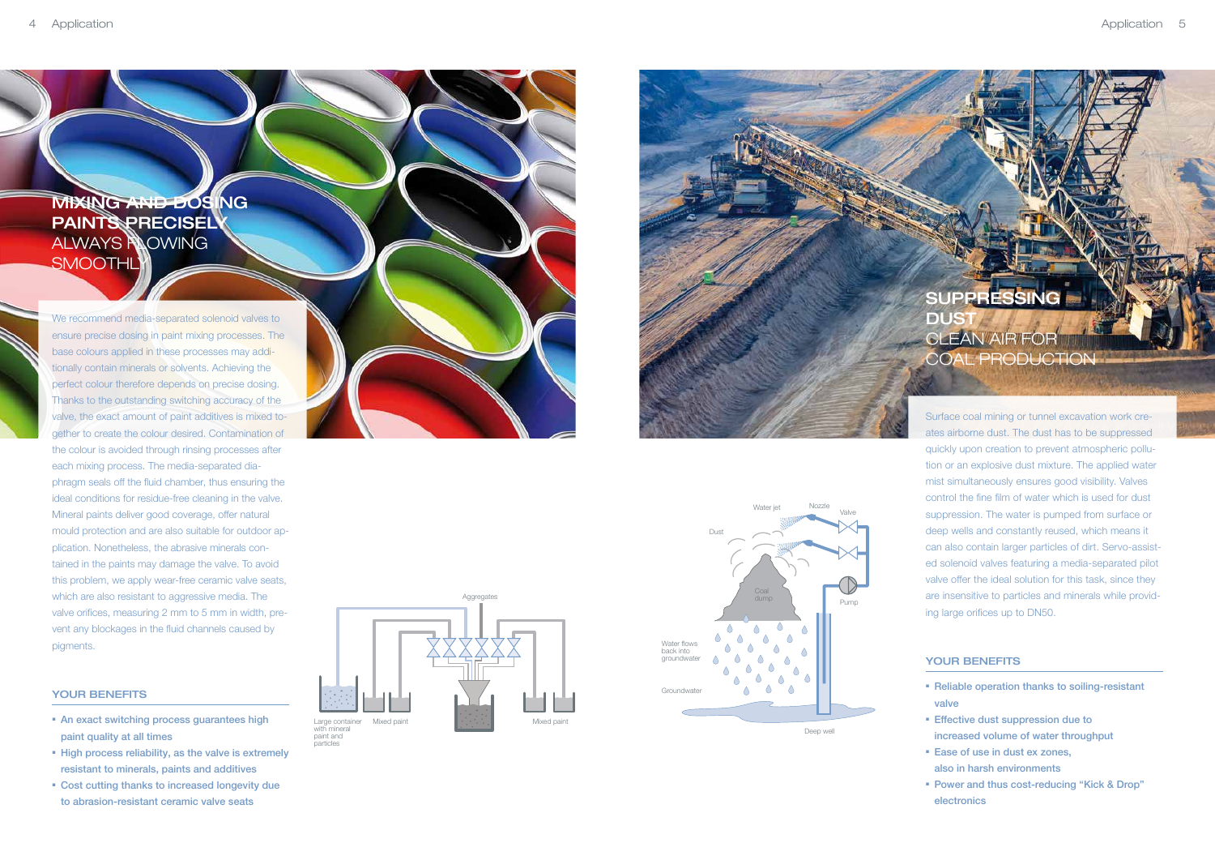## MIXING AND DOSING PAINTS PRECISELY

ALWAYS FLOWING SMOOTHLY

We recommend media-separated solenoid valves to ensure precise dosing in paint mixing processes. The base colours applied in these processes may additionally contain minerals or solvents. Achieving the perfect colour therefore depends on precise dosing. Thanks to the outstanding switching accuracy of the valve, the exact amount of paint additives is mixed together to create the colour desired. Contamination of the colour is avoided through rinsing processes after each mixing process. The media-separated diaphragm seals off the fluid chamber, thus ensuring the ideal conditions for residue-free cleaning in the valve. Mineral paints deliver good coverage, offer natural mould protection and are also suitable for outdoor application. Nonetheless, the abrasive minerals contained in the paints may damage the valve. To avoid this problem, we apply wear-free ceramic valve seats, which are also resistant to aggressive media. The valve orifices, measuring 2 mm to 5 mm in width, prevent any blockages in the fluid channels caused by pigments.

### YOUR BENEFITS

- An exact switching process guarantees high paint quality at all times
- High process reliability, as the valve is extremely resistant to minerals, paints and additives
- Cost cutting thanks to increased longevity due to abrasion-resistant ceramic valve seats

Aggregates

Large container with mineral paint and particles | Mixed paint | Mixed paint

## SUPPRESSING DUST

CLEAN AIR FOR COAL PRODUCTION

Surface coal mining or tunnel excavation work creates airborne dust. The dust has to be suppressed quickly upon creation to prevent atmospheric pollution or an explosive dust mixture. The applied water mist simultaneously ensures good visibility. Valves control the fine film of water which is used for dust suppression. The water is pumped from surface or deep wells and constantly reused, which means it can also contain larger particles of dirt. Servo-assisted solenoid valves featuring a media-separated pilot valve offer the ideal solution for this task, since they are insensitive to particles and minerals while providing large orifices up to DN50.

Water jet | Nozzle | Valve | Dust | Coal dump | Pump | Water flows back into groundwater | Groundwater | Deep well

### YOUR BENEFITS

- Reliable operation thanks to soiling-resistant valve
- Effective dust suppression due to increased volume of water throughput
- Ease of use in dust ex zones, also in harsh environments
- Power and thus cost-reducing “Kick & Drop” electronics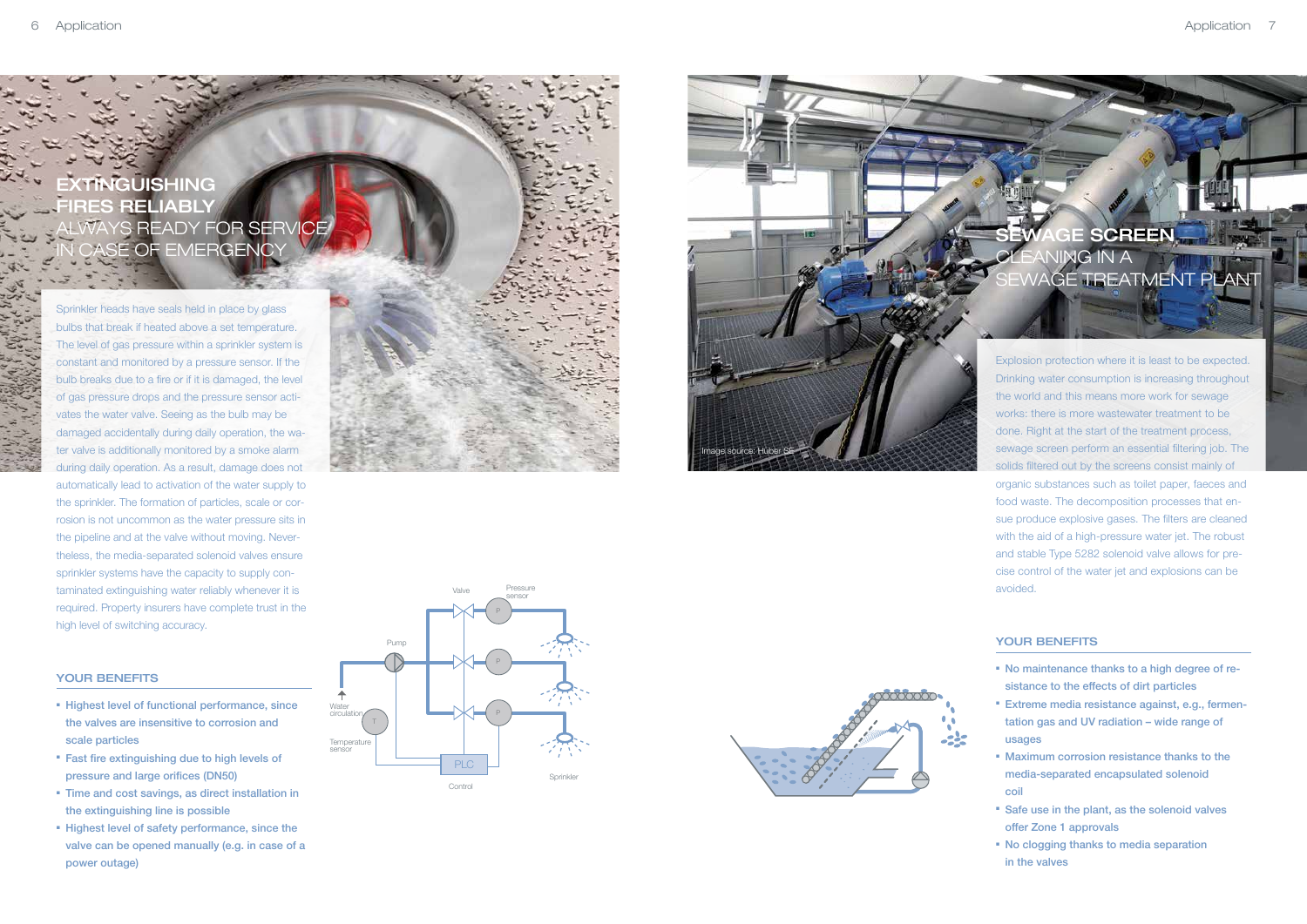## EXTINGUISHING FIRES RELIABLY

### ALWAYS READY FOR SERVICE IN CASE OF EMERGENCY

Sprinkler heads have seals held in place by glass bulbs that break if heated above a set temperature. The level of gas pressure within a sprinkler system is constant and monitored by a pressure sensor. If the bulb breaks due to a fire or if it is damaged, the level of gas pressure drops and the pressure sensor activates the water valve. Seeing as the bulb may be damaged accidentally during daily operation, the water valve is additionally monitored by a smoke alarm during daily operation. As a result, damage does not automatically lead to activation of the water supply to the sprinkler. The formation of particles, scale or corrosion is not uncommon as the water pressure sits in the pipeline and at the valve without moving. Nevertheless, the media-separated solenoid valves ensure sprinkler systems have the capacity to supply contaminated extinguishing water reliably whenever it is required. Property insurers have complete trust in the high level of switching accuracy.

### YOUR BENEFITS

- Highest level of functional performance, since the valves are insensitive to corrosion and scale particles
- Fast fire extinguishing due to high levels of pressure and large orifices (DN50)
- Time and cost savings, as direct installation in the extinguishing line is possible
- Highest level of safety performance, since the valve can be opened manually (e.g. in case of a power outage)

Valve · Pressure sensor · Pump · Water circulation · Temperature sensor · PLC · Control · Sprinkler

## SEWAGE SCREEN

### CLEANING IN A SEWAGE TREATMENT PLANT

Image source: Huber SE

Explosion protection where it is least to be expected. Drinking water consumption is increasing throughout the world and this means more work for sewage works: there is more wastewater treatment to be done. Right at the start of the treatment process, sewage screen perform an essential filtering job. The solids filtered out by the screens consist mainly of organic substances such as toilet paper, faeces and food waste. The decomposition processes that ensue produce explosive gases. The filters are cleaned with the aid of a high-pressure water jet. The robust and stable Type 5282 solenoid valve allows for precise control of the water jet and explosions can be avoided.

### YOUR BENEFITS

- No maintenance thanks to a high degree of resistance to the effects of dirt particles
- Extreme media resistance against, e.g., fermentation gas and UV radiation – wide range of usages
- Maximum corrosion resistance thanks to the media-separated encapsulated solenoid coil
- Safe use in the plant, as the solenoid valves offer Zone 1 approvals
- No clogging thanks to media separation in the valves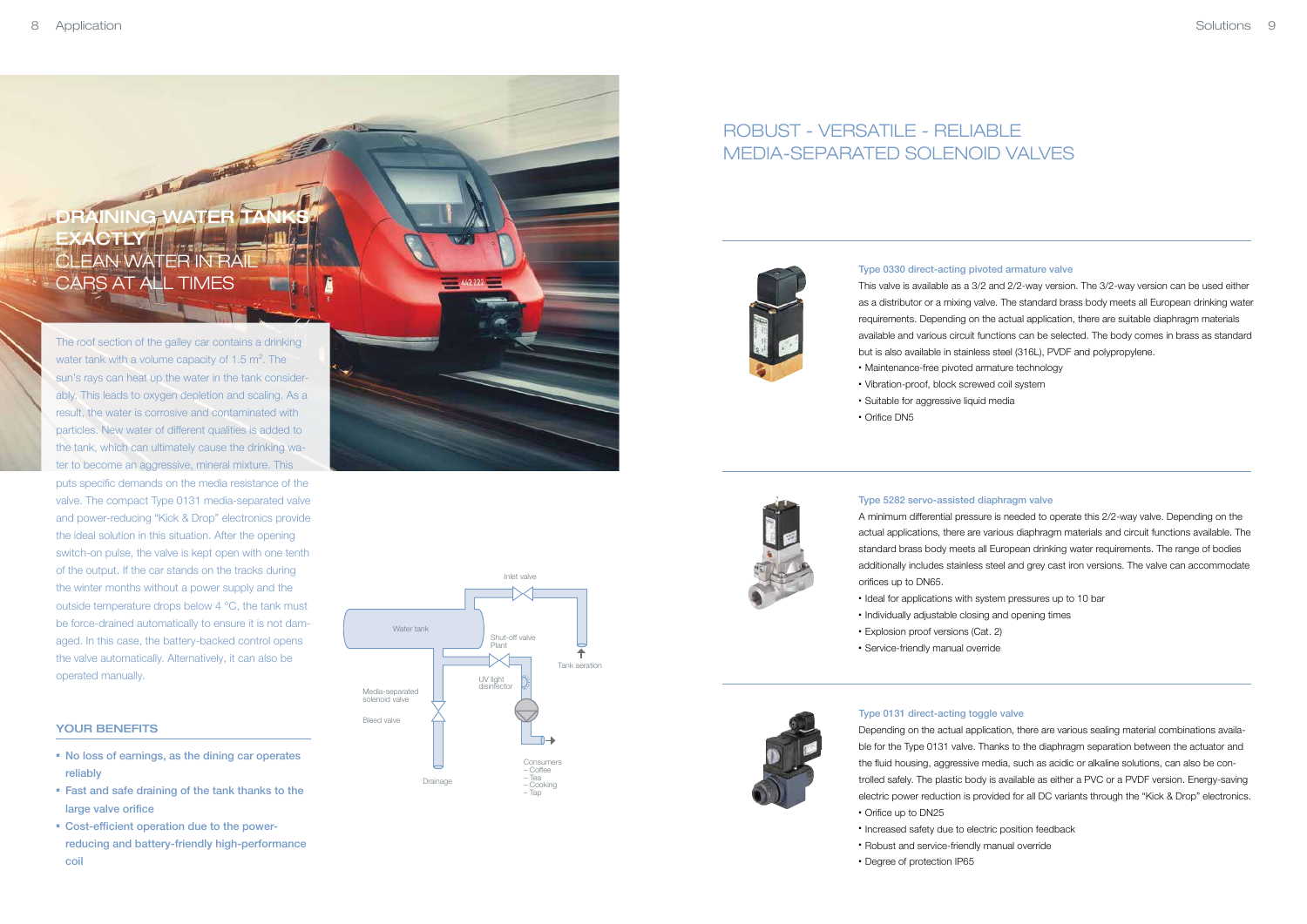# DRAINING WATER TANKS EXACTLY

## CLEAN WATER IN RAIL CARS AT ALL TIMES

The roof section of the galley car contains a drinking water tank with a volume capacity of 1.5 $m^3$. The sun's rays can heat up the water in the tank considerably. This leads to oxygen depletion and scaling. As a result, the water is corrosive and contaminated with particles. New water of different qualities is added to the tank, which can ultimately cause the drinking water to become an aggressive, mineral mixture. This puts specific demands on the media resistance of the valve. The compact Type 0131 media-separated valve and power-reducing "Kick & Drop" electronics provide the ideal solution in this situation. After the opening switch-on pulse, the valve is kept open with one tenth of the output. If the car stands on the tracks during the winter months without a power supply and the outside temperature drops below 4 °C, the tank must be force-drained automatically to ensure it is not damaged. In this case, the battery-backed control opens the valve automatically. Alternatively, it can also be operated manually.

Inlet valve
Water tank
Shut-off valve Plant
Tank aeration
UV light disinfector
Media-separated solenoid valve
Bleed valve
Drainage
Consumers
– Coffee
– Tea
– Cooking
– Tap

### YOUR BENEFITS

- No loss of earnings, as the dining car operates reliably
- Fast and safe draining of the tank thanks to the large valve orifice
- Cost-efficient operation due to the power-reducing and battery-friendly high-performance coil

# ROBUST - VERSATILE - RELIABLE MEDIA-SEPARATED SOLENOID VALVES

### Type 0330 direct-acting pivoted armature valve

This valve is available as a 3/2 and 2/2-way version. The 3/2-way version can be used either as a distributor or a mixing valve. The standard brass body meets all European drinking water requirements. Depending on the actual application, there are suitable diaphragm materials available and various circuit functions can be selected. The body comes in brass as standard but is also available in stainless steel (316L), PVDF and polypropylene.

- Maintenance-free pivoted armature technology
- Vibration-proof, block screwed coil system
- Suitable for aggressive liquid media
- Orifice DN5

### Type 5282 servo-assisted diaphragm valve

A minimum differential pressure is needed to operate this 2/2-way valve. Depending on the actual applications, there are various diaphragm materials and circuit functions available. The standard brass body meets all European drinking water requirements. The range of bodies additionally includes stainless steel and grey cast iron versions. The valve can accommodate orifices up to DN65.

- Ideal for applications with system pressures up to 10 bar
- Individually adjustable closing and opening times
- Explosion proof versions (Cat. 2)
- Service-friendly manual override

### Type 0131 direct-acting toggle valve

Depending on the actual application, there are various sealing material combinations available for the Type 0131 valve. Thanks to the diaphragm separation between the actuator and the fluid housing, aggressive media, such as acidic or alkaline solutions, can also be controlled safely. The plastic body is available as either a PVC or a PVDF version. Energy-saving electric power reduction is provided for all DC variants through the "Kick & Drop" electronics.

- Orifice up to DN25
- Increased safety due to electric position feedback
- Robust and service-friendly manual override
- Degree of protection IP65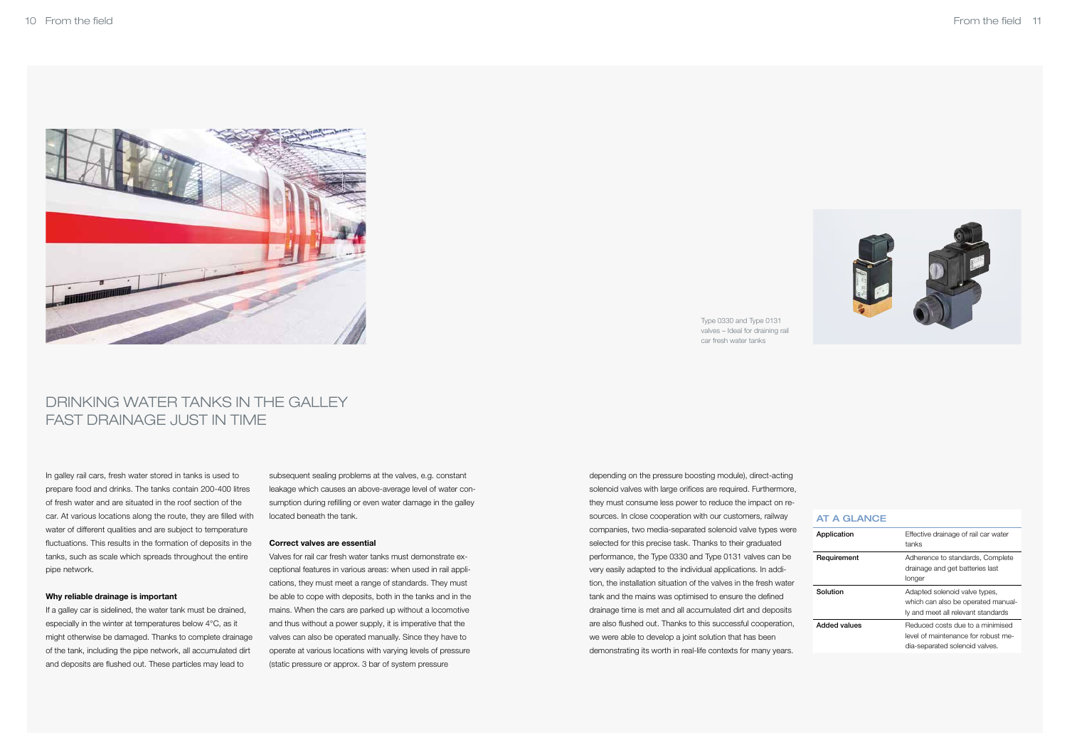Type 0330 and Type 0131 valves – Ideal for draining rail car fresh water tanks

# DRINKING WATER TANKS IN THE GALLEY FAST DRAINAGE JUST IN TIME

In galley rail cars, fresh water stored in tanks is used to prepare food and drinks. The tanks contain 200-400 litres of fresh water and are situated in the roof section of the car. At various locations along the route, they are filled with water of different qualities and are subject to temperature fluctuations. This results in the formation of deposits in the tanks, such as scale which spreads throughout the entire pipe network.

**Why reliable drainage is important**

If a galley car is sidelined, the water tank must be drained, especially in the winter at temperatures below 4°C, as it might otherwise be damaged. Thanks to complete drainage of the tank, including the pipe network, all accumulated dirt and deposits are flushed out. These particles may lead to subsequent sealing problems at the valves, e.g. constant leakage which causes an above-average level of water consumption during refilling or even water damage in the galley located beneath the tank.

**Correct valves are essential**

Valves for rail car fresh water tanks must demonstrate exceptional features in various areas: when used in rail applications, they must meet a range of standards. They must be able to cope with deposits, both in the tanks and in the mains. When the cars are parked up without a locomotive and thus without a power supply, it is imperative that the valves can also be operated manually. Since they have to operate at various locations with varying levels of pressure (static pressure or approx. 3 bar of system pressure depending on the pressure boosting module), direct-acting solenoid valves with large orifices are required. Furthermore, they must consume less power to reduce the impact on resources. In close cooperation with our customers, railway companies, two media-separated solenoid valve types were selected for this precise task. Thanks to their graduated performance, the Type 0330 and Type 0131 valves can be very easily adapted to the individual applications. In addition, the installation situation of the valves in the fresh water tank and the mains was optimised to ensure the defined drainage time is met and all accumulated dirt and deposits are also flushed out. Thanks to this successful cooperation, we were able to develop a joint solution that has been demonstrating its worth in real-life contexts for many years.

## AT A GLANCE

| | |
|---|---|
| Application | Effective drainage of rail car water tanks |
| Requirement | Adherence to standards, Complete drainage and get batteries last longer |
| Solution | Adapted solenoid valve types, which can also be operated manually and meet all relevant standards |
| Added values | Reduced costs due to a minimised level of maintenance for robust media-separated solenoid valves. |